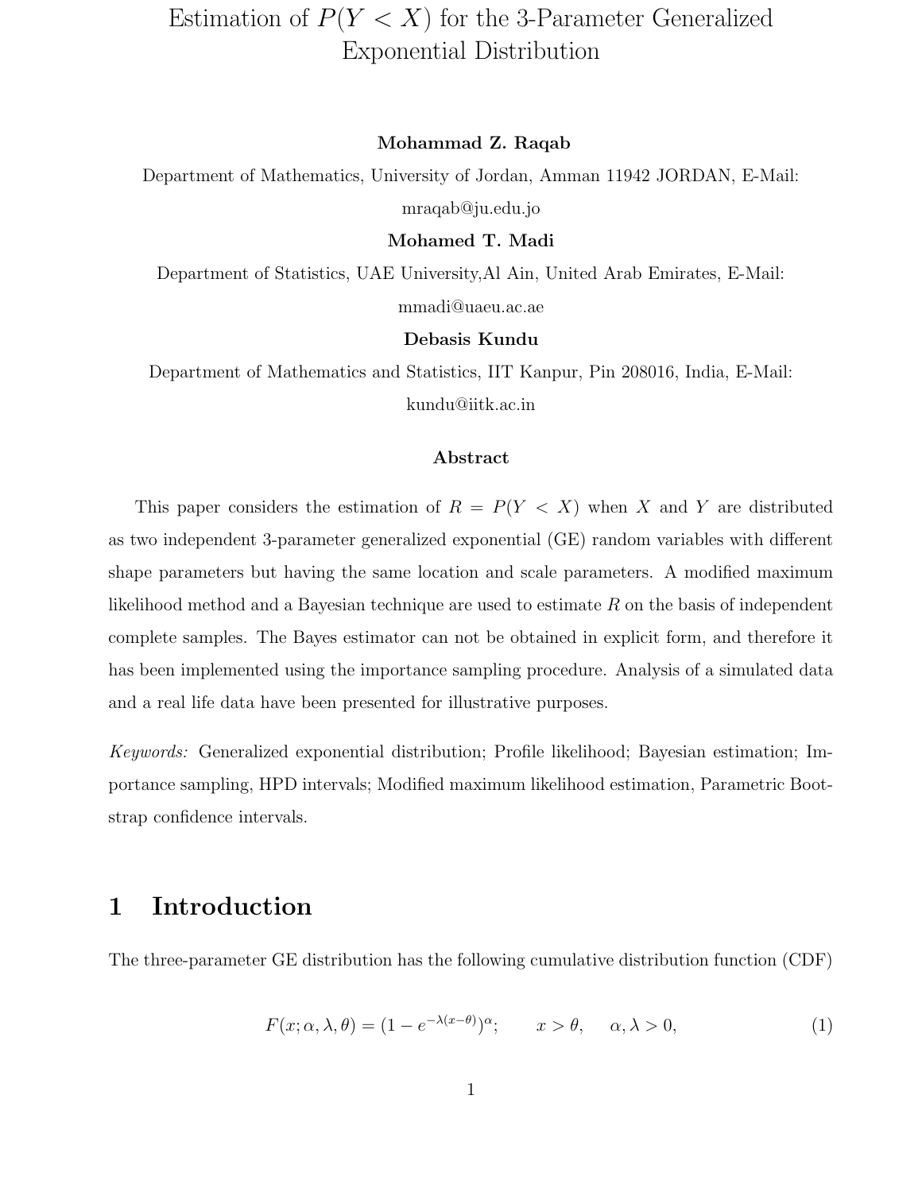# Estimation of $P(Y < X)$ for the 3-Parameter Generalized Exponential Distribution

**Mohammad Z. Raqab**

Department of Mathematics, University of Jordan, Amman 11942 JORDAN, E-Mail: mraqab@ju.edu.jo

**Mohamed T. Madi**

Department of Statistics, UAE University,Al Ain, United Arab Emirates, E-Mail: mmadi@uaeu.ac.ae

**Debasis Kundu**

Department of Mathematics and Statistics, IIT Kanpur, Pin 208016, India, E-Mail: kundu@iitk.ac.in

### Abstract

This paper considers the estimation of $R = P(Y < X)$ when $X$ and $Y$ are distributed as two independent 3-parameter generalized exponential (GE) random variables with different shape parameters but having the same location and scale parameters. A modified maximum likelihood method and a Bayesian technique are used to estimate $R$ on the basis of independent complete samples. The Bayes estimator can not be obtained in explicit form, and therefore it has been implemented using the importance sampling procedure. Analysis of a simulated data and a real life data have been presented for illustrative purposes.

*Keywords:* Generalized exponential distribution; Profile likelihood; Bayesian estimation; Importance sampling, HPD intervals; Modified maximum likelihood estimation, Parametric Bootstrap confidence intervals.

## 1 Introduction

The three-parameter GE distribution has the following cumulative distribution function (CDF)

$$F(x; \alpha, \lambda, \theta) = (1 - e^{-\lambda(x-\theta)})^{\alpha}; \qquad x > \theta, \quad \alpha, \lambda > 0, \tag{1}$$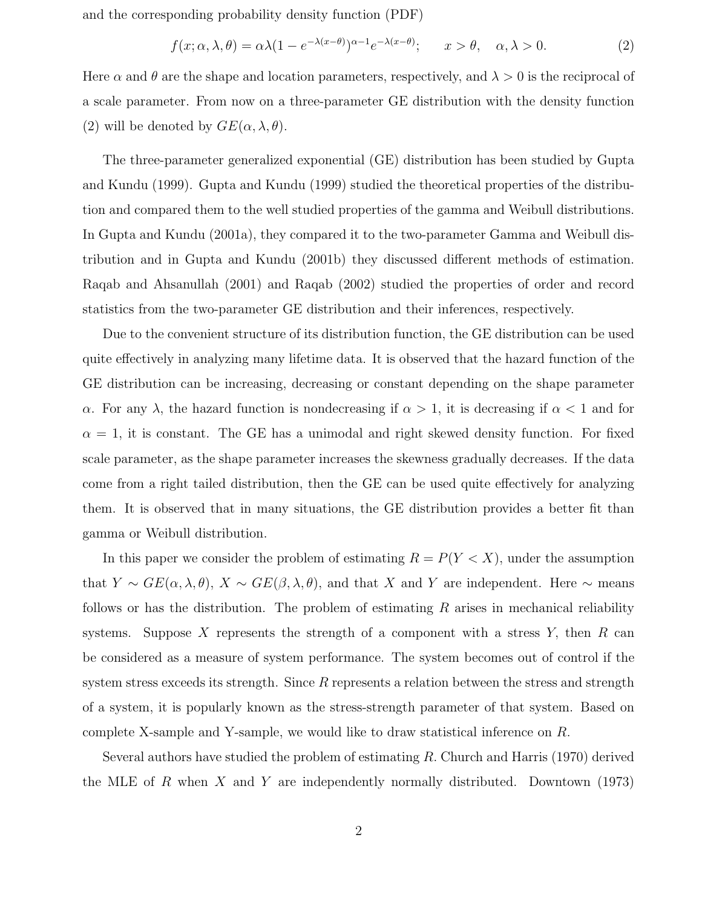and the corresponding probability density function (PDF)

$$f(x;\alpha,\lambda,\theta) = \alpha\lambda(1-e^{-\lambda(x-\theta)})^{\alpha-1}e^{-\lambda(x-\theta)}; \qquad x>\theta, \quad \alpha,\lambda>0. \tag{2}$$

Here $\alpha$ and $\theta$ are the shape and location parameters, respectively, and $\lambda > 0$ is the reciprocal of a scale parameter. From now on a three-parameter GE distribution with the density function (2) will be denoted by $GE(\alpha, \lambda, \theta)$.

The three-parameter generalized exponential (GE) distribution has been studied by Gupta and Kundu (1999). Gupta and Kundu (1999) studied the theoretical properties of the distribution and compared them to the well studied properties of the gamma and Weibull distributions. In Gupta and Kundu (2001a), they compared it to the two-parameter Gamma and Weibull distribution and in Gupta and Kundu (2001b) they discussed different methods of estimation. Raqab and Ahsanullah (2001) and Raqab (2002) studied the properties of order and record statistics from the two-parameter GE distribution and their inferences, respectively.

Due to the convenient structure of its distribution function, the GE distribution can be used quite effectively in analyzing many lifetime data. It is observed that the hazard function of the GE distribution can be increasing, decreasing or constant depending on the shape parameter $\alpha$. For any $\lambda$, the hazard function is nondecreasing if $\alpha > 1$, it is decreasing if $\alpha < 1$ and for $\alpha = 1$, it is constant. The GE has a unimodal and right skewed density function. For fixed scale parameter, as the shape parameter increases the skewness gradually decreases. If the data come from a right tailed distribution, then the GE can be used quite effectively for analyzing them. It is observed that in many situations, the GE distribution provides a better fit than gamma or Weibull distribution.

In this paper we consider the problem of estimating $R = P(Y < X)$, under the assumption that $Y \sim GE(\alpha, \lambda, \theta)$, $X \sim GE(\beta, \lambda, \theta)$, and that $X$ and $Y$ are independent. Here $\sim$ means follows or has the distribution. The problem of estimating $R$ arises in mechanical reliability systems. Suppose $X$ represents the strength of a component with a stress $Y$, then $R$ can be considered as a measure of system performance. The system becomes out of control if the system stress exceeds its strength. Since $R$ represents a relation between the stress and strength of a system, it is popularly known as the stress-strength parameter of that system. Based on complete X-sample and Y-sample, we would like to draw statistical inference on $R$.

Several authors have studied the problem of estimating $R$. Church and Harris (1970) derived the MLE of $R$ when $X$ and $Y$ are independently normally distributed. Downtown (1973)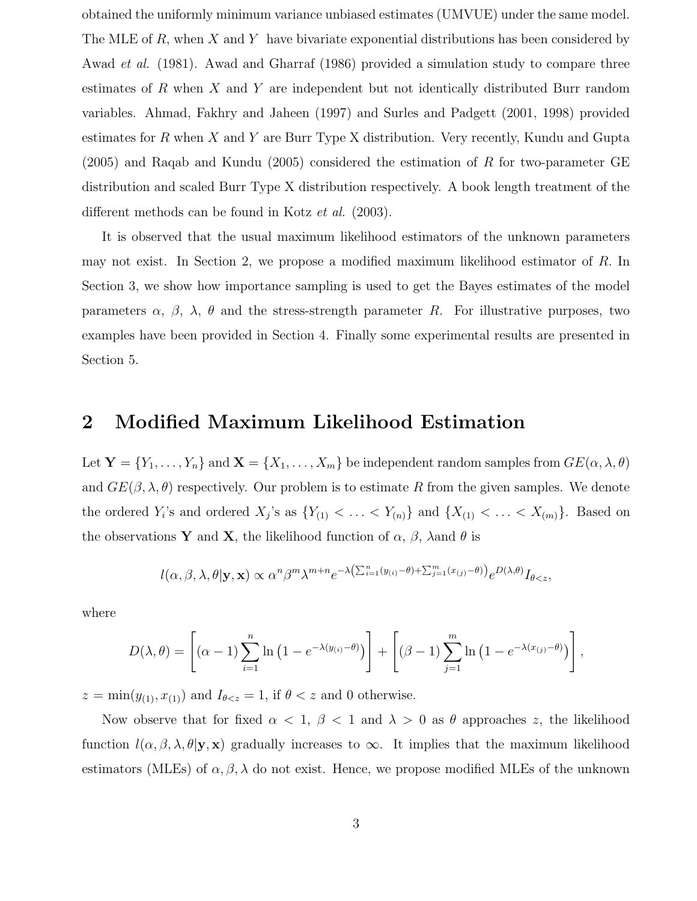obtained the uniformly minimum variance unbiased estimates (UMVUE) under the same model. The MLE of $R$, when $X$ and $Y$ have bivariate exponential distributions has been considered by Awad *et al.* (1981). Awad and Gharraf (1986) provided a simulation study to compare three estimates of $R$ when $X$ and $Y$ are independent but not identically distributed Burr random variables. Ahmad, Fakhry and Jaheen (1997) and Surles and Padgett (2001, 1998) provided estimates for $R$ when $X$ and $Y$ are Burr Type X distribution. Very recently, Kundu and Gupta (2005) and Raqab and Kundu (2005) considered the estimation of $R$ for two-parameter GE distribution and scaled Burr Type X distribution respectively. A book length treatment of the different methods can be found in Kotz *et al.* (2003).

It is observed that the usual maximum likelihood estimators of the unknown parameters may not exist. In Section 2, we propose a modified maximum likelihood estimator of $R$. In Section 3, we show how importance sampling is used to get the Bayes estimates of the model parameters $\alpha$, $\beta$, $\lambda$, $\theta$ and the stress-strength parameter $R$. For illustrative purposes, two examples have been provided in Section 4. Finally some experimental results are presented in Section 5.

## 2 Modified Maximum Likelihood Estimation

Let $\mathbf{Y} = \{Y_1, \ldots, Y_n\}$ and $\mathbf{X} = \{X_1, \ldots, X_m\}$ be independent random samples from $GE(\alpha, \lambda, \theta)$ and $GE(\beta, \lambda, \theta)$ respectively. Our problem is to estimate $R$ from the given samples. We denote the ordered $Y_i$'s and ordered $X_j$'s as $\{Y_{(1)} < \ldots < Y_{(n)}\}$ and $\{X_{(1)} < \ldots < X_{(m)}\}$. Based on the observations $\mathbf{Y}$ and $\mathbf{X}$, the likelihood function of $\alpha$, $\beta$, $\lambda$and $\theta$ is

$$l(\alpha, \beta, \lambda, \theta | \mathbf{y}, \mathbf{x}) \propto \alpha^n \beta^m \lambda^{m+n} e^{-\lambda\left(\sum_{i=1}^{n}(y_{(i)}-\theta)+\sum_{j=1}^{m}(x_{(j)}-\theta)\right)} e^{D(\lambda,\theta)} I_{\theta<z},$$

where

$$D(\lambda, \theta) = \left[(\alpha - 1)\sum_{i=1}^{n} \ln\left(1 - e^{-\lambda(y_{(i)}-\theta)}\right)\right] + \left[(\beta - 1)\sum_{j=1}^{m} \ln\left(1 - e^{-\lambda(x_{(j)}-\theta)}\right)\right],$$

$z = \min(y_{(1)}, x_{(1)})$ and $I_{\theta<z} = 1$, if $\theta < z$ and 0 otherwise.

Now observe that for fixed $\alpha < 1$, $\beta < 1$ and $\lambda > 0$ as $\theta$ approaches $z$, the likelihood function $l(\alpha, \beta, \lambda, \theta|\mathbf{y}, \mathbf{x})$ gradually increases to $\infty$. It implies that the maximum likelihood estimators (MLEs) of $\alpha, \beta, \lambda$ do not exist. Hence, we propose modified MLEs of the unknown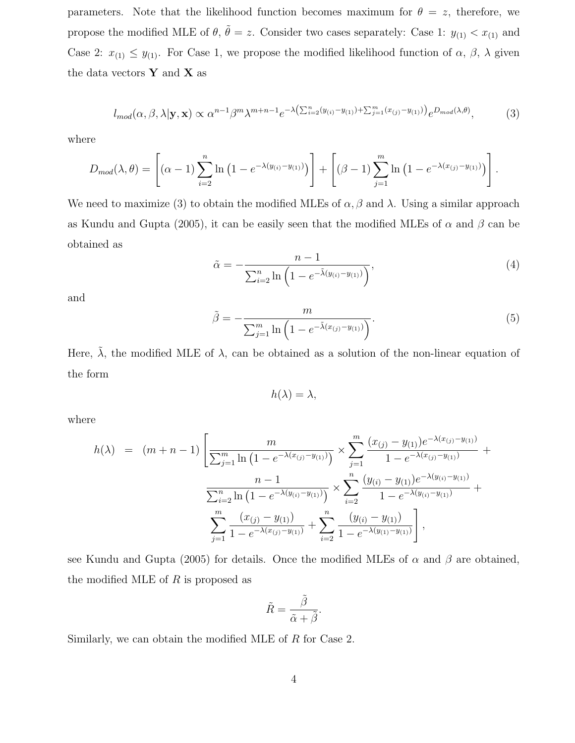parameters. Note that the likelihood function becomes maximum for $\theta = z$, therefore, we propose the modified MLE of $\theta$, $\tilde{\theta} = z$. Consider two cases separately: Case 1: $y_{(1)} < x_{(1)}$ and Case 2: $x_{(1)} \leq y_{(1)}$. For Case 1, we propose the modified likelihood function of $\alpha$, $\beta$, $\lambda$ given the data vectors $\mathbf{Y}$ and $\mathbf{X}$ as

$$l_{mod}(\alpha, \beta, \lambda|\mathbf{y}, \mathbf{x}) \propto \alpha^{n-1}\beta^{m}\lambda^{m+n-1}e^{-\lambda\left(\sum_{i=2}^{n}(y_{(i)}-y_{(1)})+\sum_{j=1}^{m}(x_{(j)}-y_{(1)})\right)}e^{D_{mod}(\lambda,\theta)}, \tag{3}$$

where

$$D_{mod}(\lambda, \theta) = \left[(\alpha - 1)\sum_{i=2}^{n} \ln\left(1 - e^{-\lambda(y_{(i)}-y_{(1)})}\right)\right] + \left[(\beta - 1)\sum_{j=1}^{m} \ln\left(1 - e^{-\lambda(x_{(j)}-y_{(1)})}\right)\right].$$

We need to maximize (3) to obtain the modified MLEs of $\alpha, \beta$ and $\lambda$. Using a similar approach as Kundu and Gupta (2005), it can be easily seen that the modified MLEs of $\alpha$ and $\beta$ can be obtained as

$$\tilde{\alpha} = -\frac{n-1}{\sum_{i=2}^{n} \ln\left(1 - e^{-\tilde{\lambda}(y_{(i)}-y_{(1)})}\right)}, \tag{4}$$

and

$$\tilde{\beta} = -\frac{m}{\sum_{j=1}^{m} \ln\left(1 - e^{-\tilde{\lambda}(x_{(j)}-y_{(1)})}\right)}. \tag{5}$$

Here, $\tilde{\lambda}$, the modified MLE of $\lambda$, can be obtained as a solution of the non-linear equation of the form

$$h(\lambda) = \lambda,$$

where

$$\begin{aligned} h(\lambda) \;=\; (m+n-1)\Bigg[ & \frac{m}{\sum_{j=1}^{m} \ln\left(1 - e^{-\lambda(x_{(j)}-y_{(1)})}\right)} \times \sum_{j=1}^{m} \frac{(x_{(j)} - y_{(1)})e^{-\lambda(x_{(j)}-y_{(1)})}}{1 - e^{-\lambda(x_{(j)}-y_{(1)})}} + \\ & \frac{n-1}{\sum_{i=2}^{n} \ln\left(1 - e^{-\lambda(y_{(i)}-y_{(1)})}\right)} \times \sum_{i=2}^{n} \frac{(y_{(i)} - y_{(1)})e^{-\lambda(y_{(i)}-y_{(1)})}}{1 - e^{-\lambda(y_{(i)}-y_{(1)})}} + \\ & \sum_{j=1}^{m} \frac{(x_{(j)} - y_{(1)})}{1 - e^{-\lambda(x_{(j)}-y_{(1)})}} + \sum_{i=2}^{n} \frac{(y_{(i)} - y_{(1)})}{1 - e^{-\lambda(y_{(1)}-y_{(1)})}} \Bigg], \end{aligned}$$

see Kundu and Gupta (2005) for details. Once the modified MLEs of $\alpha$ and $\beta$ are obtained, the modified MLE of $R$ is proposed as

$$\tilde{R} = \frac{\tilde{\beta}}{\tilde{\alpha} + \tilde{\beta}}.$$

Similarly, we can obtain the modified MLE of $R$ for Case 2.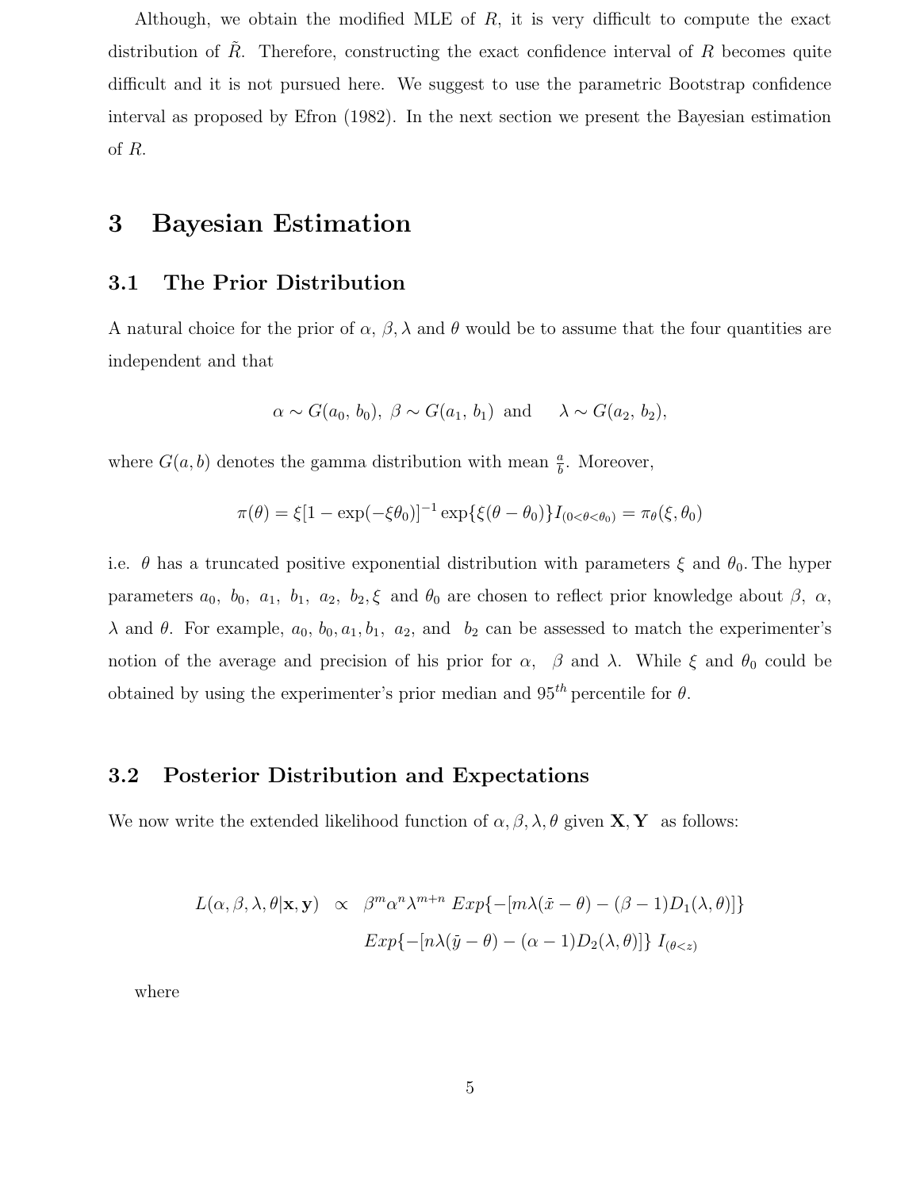Although, we obtain the modified MLE of $R$, it is very difficult to compute the exact distribution of $\tilde{R}$. Therefore, constructing the exact confidence interval of $R$ becomes quite difficult and it is not pursued here. We suggest to use the parametric Bootstrap confidence interval as proposed by Efron (1982). In the next section we present the Bayesian estimation of $R$.

# 3 Bayesian Estimation

## 3.1 The Prior Distribution

A natural choice for the prior of $\alpha$, $\beta, \lambda$ and $\theta$ would be to assume that the four quantities are independent and that

$$\alpha \sim G(a_0,\, b_0),\ \beta \sim G(a_1,\, b_1) \text{ and } \quad \lambda \sim G(a_2,\, b_2),$$

where $G(a, b)$ denotes the gamma distribution with mean $\frac{a}{b}$. Moreover,

$$\pi(\theta) = \xi[1 - \exp(-\xi\theta_0)]^{-1} \exp\{\xi(\theta - \theta_0)\} I_{(0<\theta<\theta_0)} = \pi_\theta(\xi, \theta_0)$$

i.e. $\theta$ has a truncated positive exponential distribution with parameters $\xi$ and $\theta_0$. The hyper parameters $a_0,\ b_0,\ a_1, b_1,\ a_2,\ b_2, \xi$ and $\theta_0$ are chosen to reflect prior knowledge about $\beta,\ \alpha,$ $\lambda$ and $\theta$. For example, $a_0,\ b_0, a_1, b_1,\ a_2,$ and $b_2$ can be assessed to match the experimenter's notion of the average and precision of his prior for $\alpha,\ \ \beta$ and $\lambda$. While $\xi$ and $\theta_0$ could be obtained by using the experimenter's prior median and $95^{th}$ percentile for $\theta$.

## 3.2 Posterior Distribution and Expectations

We now write the extended likelihood function of $\alpha, \beta, \lambda, \theta$ given $\mathbf{X}, \mathbf{Y}$ as follows:

$$\begin{aligned} L(\alpha, \beta, \lambda, \theta|\mathbf{x}, \mathbf{y}) \ \propto\ & \beta^m \alpha^n \lambda^{m+n}\ Exp\{-[m\lambda(\bar{x} - \theta) - (\beta - 1)D_1(\lambda, \theta)]\} \\ & Exp\{-[n\lambda(\bar{y} - \theta) - (\alpha - 1)D_2(\lambda, \theta)]\}\ I_{(\theta<z)} \end{aligned}$$

where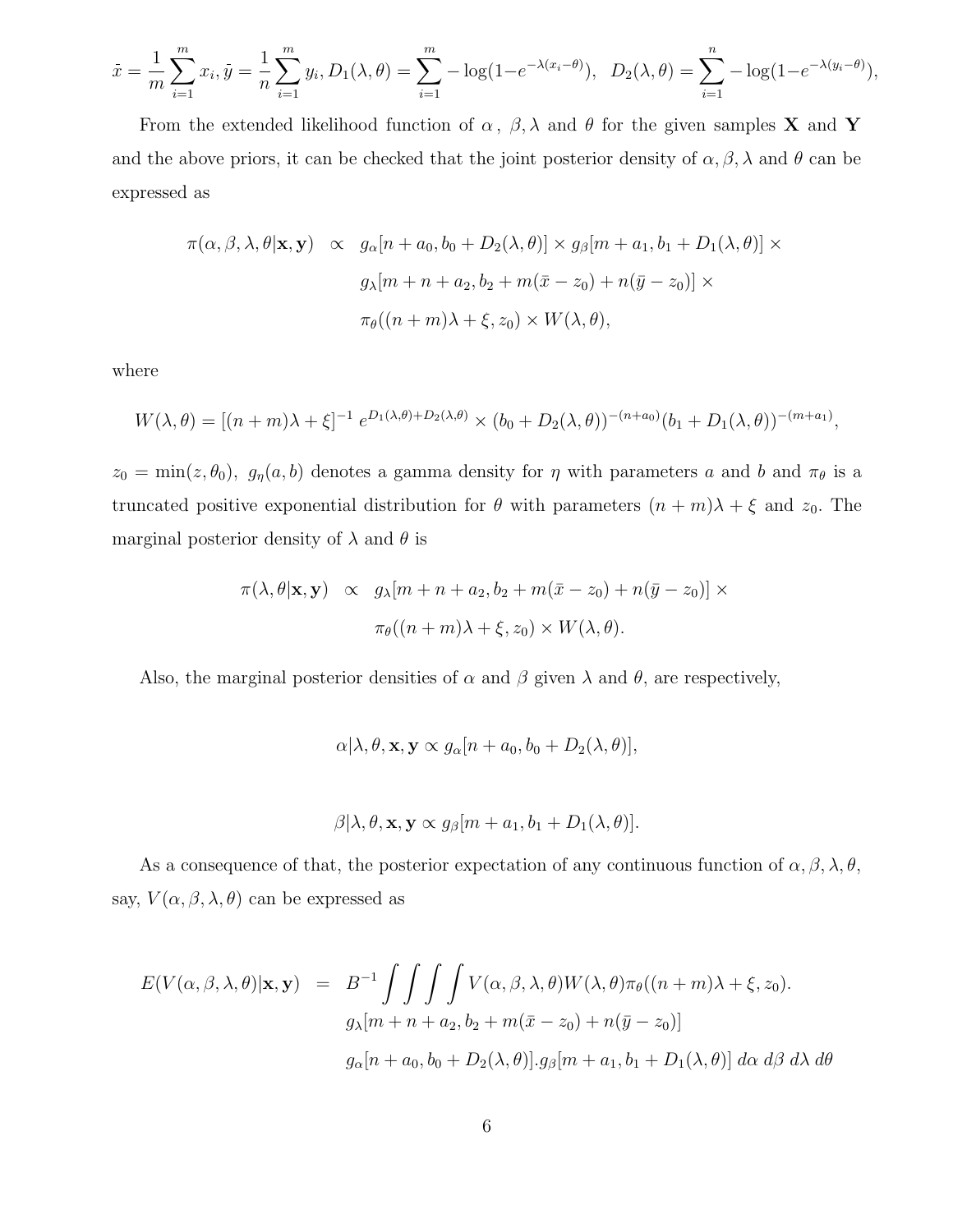$\bar{x} = \frac{1}{m}\sum_{i=1}^{m} x_i, \bar{y} = \frac{1}{n}\sum_{i=1}^{n} y_i, D_1(\lambda,\theta) = \sum_{i=1}^{m} -\log(1-e^{-\lambda(x_i-\theta)}),\;\; D_2(\lambda,\theta) = \sum_{i=1}^{n} -\log(1-e^{-\lambda(y_i-\theta)}),$

From the extended likelihood function of $\alpha$, $\beta, \lambda$ and $\theta$ for the given samples $\mathbf{X}$ and $\mathbf{Y}$ and the above priors, it can be checked that the joint posterior density of $\alpha, \beta, \lambda$ and $\theta$ can be expressed as

$$
\begin{aligned}
\pi(\alpha,\beta,\lambda,\theta|\mathbf{x},\mathbf{y}) \;\; \propto \;\; & g_\alpha[n+a_0, b_0 + D_2(\lambda,\theta)] \times g_\beta[m+a_1, b_1 + D_1(\lambda,\theta)] \times \\
& g_\lambda[m+n+a_2, b_2 + m(\bar{x}-z_0) + n(\bar{y}-z_0)] \times \\
& \pi_\theta((n+m)\lambda + \xi, z_0) \times W(\lambda,\theta),
\end{aligned}
$$

where

$$
W(\lambda,\theta) = [(n+m)\lambda+\xi]^{-1}\, e^{D_1(\lambda,\theta)+D_2(\lambda,\theta)} \times (b_0 + D_2(\lambda,\theta))^{-(n+a_0)}(b_1 + D_1(\lambda,\theta))^{-(m+a_1)},
$$

$z_0 = \min(z,\theta_0)$, $g_\eta(a,b)$ denotes a gamma density for $\eta$ with parameters $a$ and $b$ and $\pi_\theta$ is a truncated positive exponential distribution for $\theta$ with parameters $(n+m)\lambda+\xi$ and $z_0$. The marginal posterior density of $\lambda$ and $\theta$ is

$$
\begin{aligned}
\pi(\lambda,\theta|\mathbf{x},\mathbf{y}) \;\; \propto \;\; & g_\lambda[m+n+a_2, b_2 + m(\bar{x}-z_0) + n(\bar{y}-z_0)] \times \\
& \pi_\theta((n+m)\lambda + \xi, z_0) \times W(\lambda,\theta).
\end{aligned}
$$

Also, the marginal posterior densities of $\alpha$ and $\beta$ given $\lambda$ and $\theta$, are respectively,

$$
\alpha|\lambda,\theta,\mathbf{x},\mathbf{y} \propto g_\alpha[n+a_0, b_0 + D_2(\lambda,\theta)],
$$

$$
\beta|\lambda,\theta,\mathbf{x},\mathbf{y} \propto g_\beta[m+a_1, b_1 + D_1(\lambda,\theta)].
$$

As a consequence of that, the posterior expectation of any continuous function of $\alpha,\beta,\lambda,\theta$, say, $V(\alpha,\beta,\lambda,\theta)$ can be expressed as

$$
\begin{aligned}
E(V(\alpha,\beta,\lambda,\theta)|\mathbf{x},\mathbf{y}) \;\; = \;\; & B^{-1}\int\int\int\int V(\alpha,\beta,\lambda,\theta)W(\lambda,\theta)\pi_\theta((n+m)\lambda+\xi, z_0). \\
& g_\lambda[m+n+a_2, b_2 + m(\bar{x}-z_0) + n(\bar{y}-z_0)] \\
& g_\alpha[n+a_0, b_0 + D_2(\lambda,\theta)].g_\beta[m+a_1, b_1 + D_1(\lambda,\theta)]\; d\alpha\; d\beta\; d\lambda\; d\theta
\end{aligned}
$$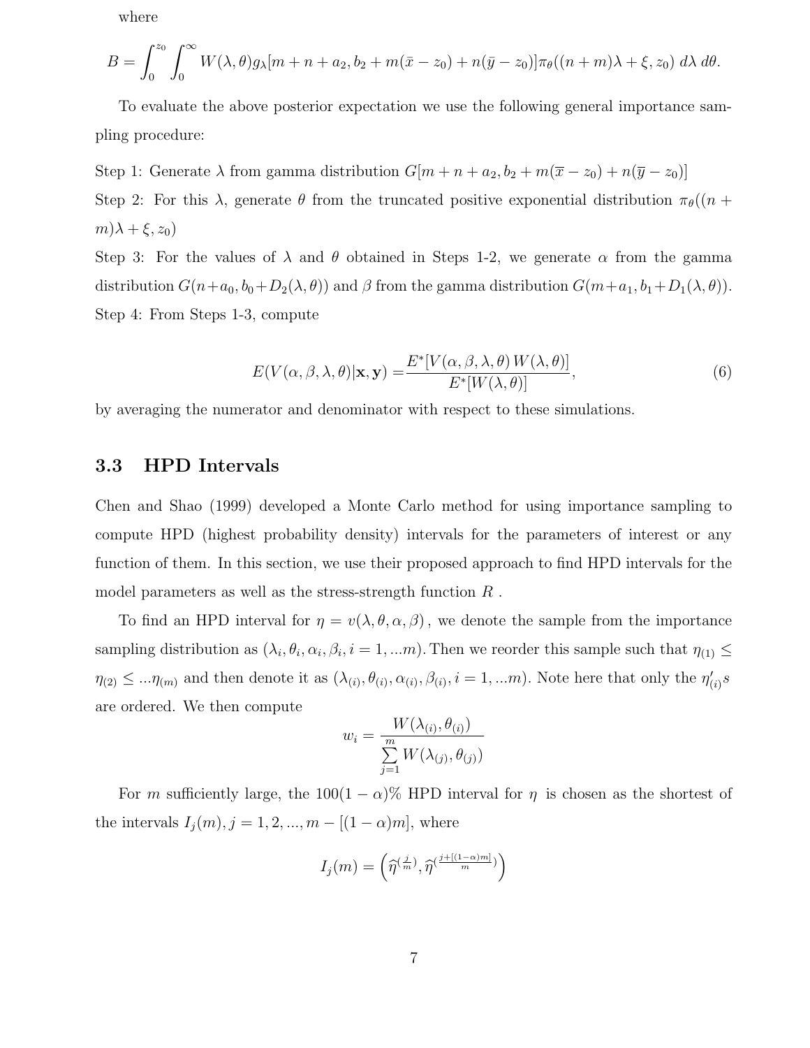where

$$B = \int_0^{z_0} \int_0^{\infty} W(\lambda, \theta) g_\lambda[m + n + a_2, b_2 + m(\bar{x} - z_0) + n(\bar{y} - z_0)] \pi_\theta((n + m)\lambda + \xi, z_0) \, d\lambda \, d\theta.$$

To evaluate the above posterior expectation we use the following general importance sampling procedure:

Step 1: Generate $\lambda$ from gamma distribution $G[m + n + a_2, b_2 + m(\overline{x} - z_0) + n(\overline{y} - z_0)]$

Step 2: For this $\lambda$, generate $\theta$ from the truncated positive exponential distribution $\pi_\theta((n + m)\lambda + \xi, z_0)$

Step 3: For the values of $\lambda$ and $\theta$ obtained in Steps 1-2, we generate $\alpha$ from the gamma distribution $G(n+a_0, b_0+D_2(\lambda, \theta))$ and $\beta$ from the gamma distribution $G(m+a_1, b_1+D_1(\lambda, \theta))$.

Step 4: From Steps 1-3, compute

$$E(V(\alpha, \beta, \lambda, \theta)|\mathbf{x}, \mathbf{y}) = \frac{E^*[V(\alpha, \beta, \lambda, \theta)\, W(\lambda, \theta)]}{E^*[W(\lambda, \theta)]}, \tag{6}$$

by averaging the numerator and denominator with respect to these simulations.

### 3.3 HPD Intervals

Chen and Shao (1999) developed a Monte Carlo method for using importance sampling to compute HPD (highest probability density) intervals for the parameters of interest or any function of them. In this section, we use their proposed approach to find HPD intervals for the model parameters as well as the stress-strength function $R$ .

To find an HPD interval for $\eta = v(\lambda, \theta, \alpha, \beta)$ , we denote the sample from the importance sampling distribution as $(\lambda_i, \theta_i, \alpha_i, \beta_i, i = 1, ...m)$. Then we reorder this sample such that $\eta_{(1)} \leq \eta_{(2)} \leq ...\eta_{(m)}$ and then denote it as $(\lambda_{(i)}, \theta_{(i)}, \alpha_{(i)}, \beta_{(i)}, i = 1, ...m)$. Note here that only the $\eta'_{(i)}s$ are ordered. We then compute

$$w_i = \frac{W(\lambda_{(i)}, \theta_{(i)})}{\sum\limits_{j=1}^{m} W(\lambda_{(j)}, \theta_{(j)})}$$

For $m$ sufficiently large, the $100(1-\alpha)\%$ HPD interval for $\eta$ is chosen as the shortest of the intervals $I_j(m), j = 1, 2, ..., m - [(1-\alpha)m]$, where

$$I_j(m) = \left(\widehat{\eta}^{(\frac{j}{m})}, \widehat{\eta}^{(\frac{j+[(1-\alpha)m]}{m})}\right)$$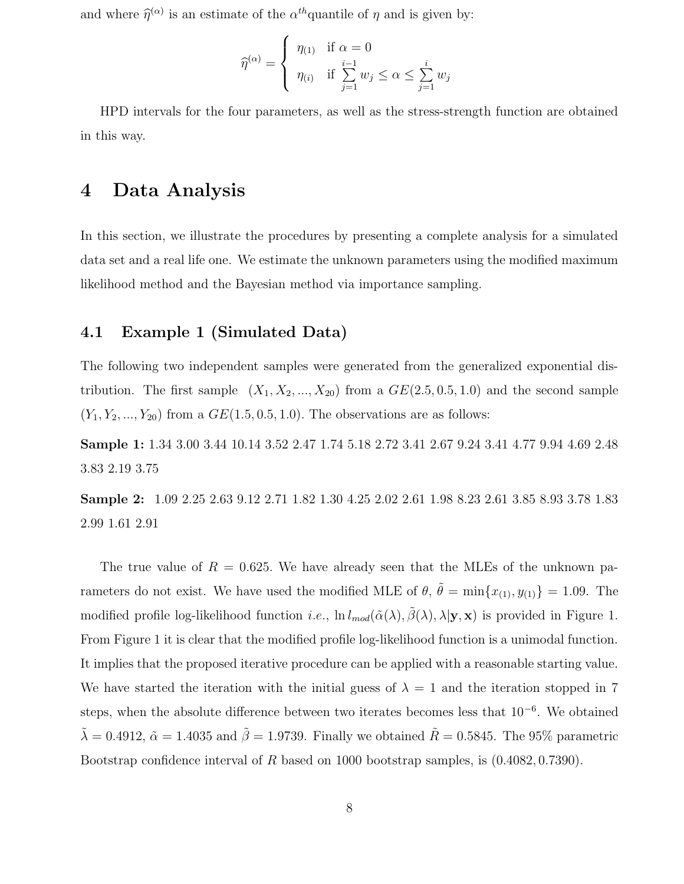and where $\widehat{\eta}^{(\alpha)}$ is an estimate of the $\alpha^{th}$quantile of $\eta$ and is given by:

$$
\widehat{\eta}^{(\alpha)} = \begin{cases} \eta_{(1)} & \text{if } \alpha = 0 \\ \eta_{(i)} & \text{if } \sum\limits_{j=1}^{i-1} w_j \le \alpha \le \sum\limits_{j=1}^{i} w_j \end{cases}
$$

HPD intervals for the four parameters, as well as the stress-strength function are obtained in this way.

# 4 Data Analysis

In this section, we illustrate the procedures by presenting a complete analysis for a simulated data set and a real life one. We estimate the unknown parameters using the modified maximum likelihood method and the Bayesian method via importance sampling.

## 4.1 Example 1 (Simulated Data)

The following two independent samples were generated from the generalized exponential distribution. The first sample $(X_1, X_2, ..., X_{20})$ from a $GE(2.5, 0.5, 1.0)$ and the second sample $(Y_1, Y_2, ..., Y_{20})$ from a $GE(1.5, 0.5, 1.0)$. The observations are as follows:

**Sample 1:** 1.34 3.00 3.44 10.14 3.52 2.47 1.74 5.18 2.72 3.41 2.67 9.24 3.41 4.77 9.94 4.69 2.48 3.83 2.19 3.75

**Sample 2:** 1.09 2.25 2.63 9.12 2.71 1.82 1.30 4.25 2.02 2.61 1.98 8.23 2.61 3.85 8.93 3.78 1.83 2.99 1.61 2.91

The true value of $R = 0.625$. We have already seen that the MLEs of the unknown parameters do not exist. We have used the modified MLE of $\theta$, $\tilde{\theta} = \min\{x_{(1)}, y_{(1)}\} = 1.09$. The modified profile log-likelihood function *i.e.*, $\ln l_{mod}(\tilde{\alpha}(\lambda), \tilde{\beta}(\lambda), \lambda|\mathbf{y}, \mathbf{x})$ is provided in Figure 1. From Figure 1 it is clear that the modified profile log-likelihood function is a unimodal function. It implies that the proposed iterative procedure can be applied with a reasonable starting value. We have started the iteration with the initial guess of $\lambda = 1$ and the iteration stopped in 7 steps, when the absolute difference between two iterates becomes less that $10^{-6}$. We obtained $\tilde{\lambda} = 0.4912$, $\tilde{\alpha} = 1.4035$ and $\tilde{\beta} = 1.9739$. Finally we obtained $\tilde{R} = 0.5845$. The 95% parametric Bootstrap confidence interval of $R$ based on 1000 bootstrap samples, is $(0.4082, 0.7390)$.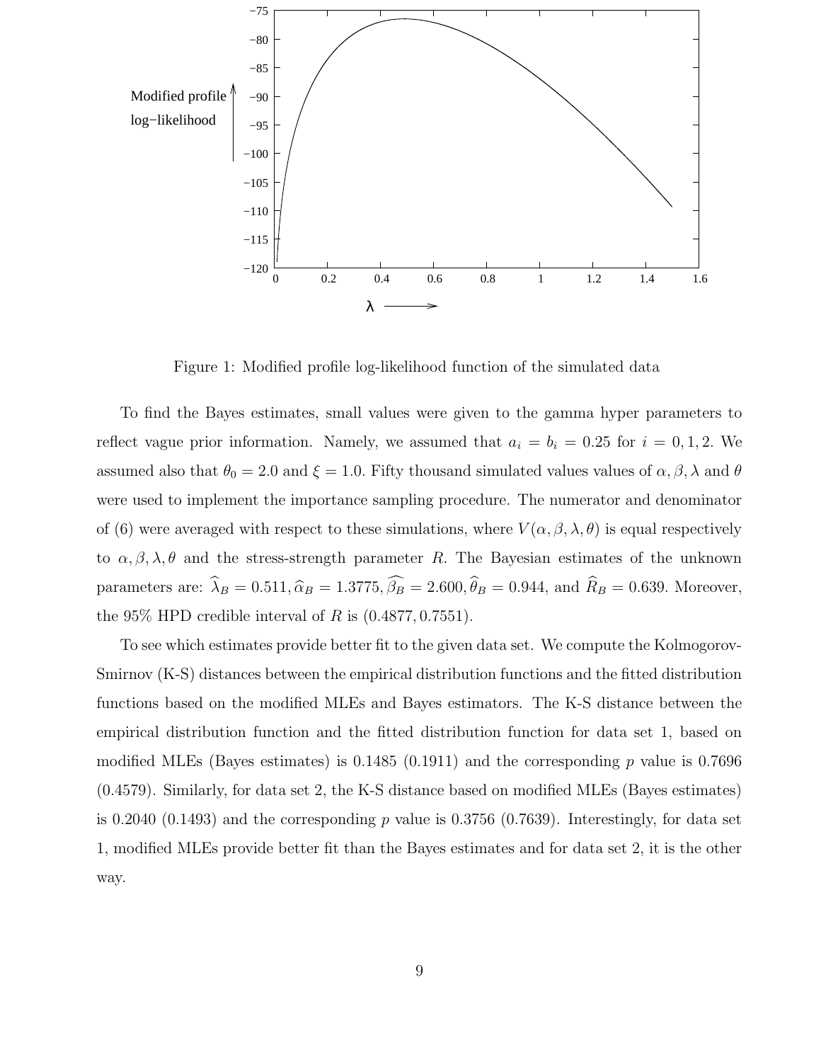Figure 1: Modified profile log-likelihood function of the simulated data

To find the Bayes estimates, small values were given to the gamma hyper parameters to reflect vague prior information. Namely, we assumed that $a_i = b_i = 0.25$ for $i = 0, 1, 2$. We assumed also that $\theta_0 = 2.0$ and $\xi = 1.0$. Fifty thousand simulated values values of $\alpha, \beta, \lambda$ and $\theta$ were used to implement the importance sampling procedure. The numerator and denominator of (6) were averaged with respect to these simulations, where $V(\alpha, \beta, \lambda, \theta)$ is equal respectively to $\alpha, \beta, \lambda, \theta$ and the stress-strength parameter $R$. The Bayesian estimates of the unknown parameters are: $\widehat{\lambda}_B = 0.511, \widehat{\alpha}_B = 1.3775, \widehat{\beta_B} = 2.600, \widehat{\theta}_B = 0.944$, and $\widehat{R}_B = 0.639$. Moreover, the 95% HPD credible interval of $R$ is $(0.4877, 0.7551)$.

To see which estimates provide better fit to the given data set. We compute the Kolmogorov-Smirnov (K-S) distances between the empirical distribution functions and the fitted distribution functions based on the modified MLEs and Bayes estimators. The K-S distance between the empirical distribution function and the fitted distribution function for data set 1, based on modified MLEs (Bayes estimates) is 0.1485 (0.1911) and the corresponding $p$ value is 0.7696 (0.4579). Similarly, for data set 2, the K-S distance based on modified MLEs (Bayes estimates) is 0.2040 (0.1493) and the corresponding $p$ value is 0.3756 (0.7639). Interestingly, for data set 1, modified MLEs provide better fit than the Bayes estimates and for data set 2, it is the other way.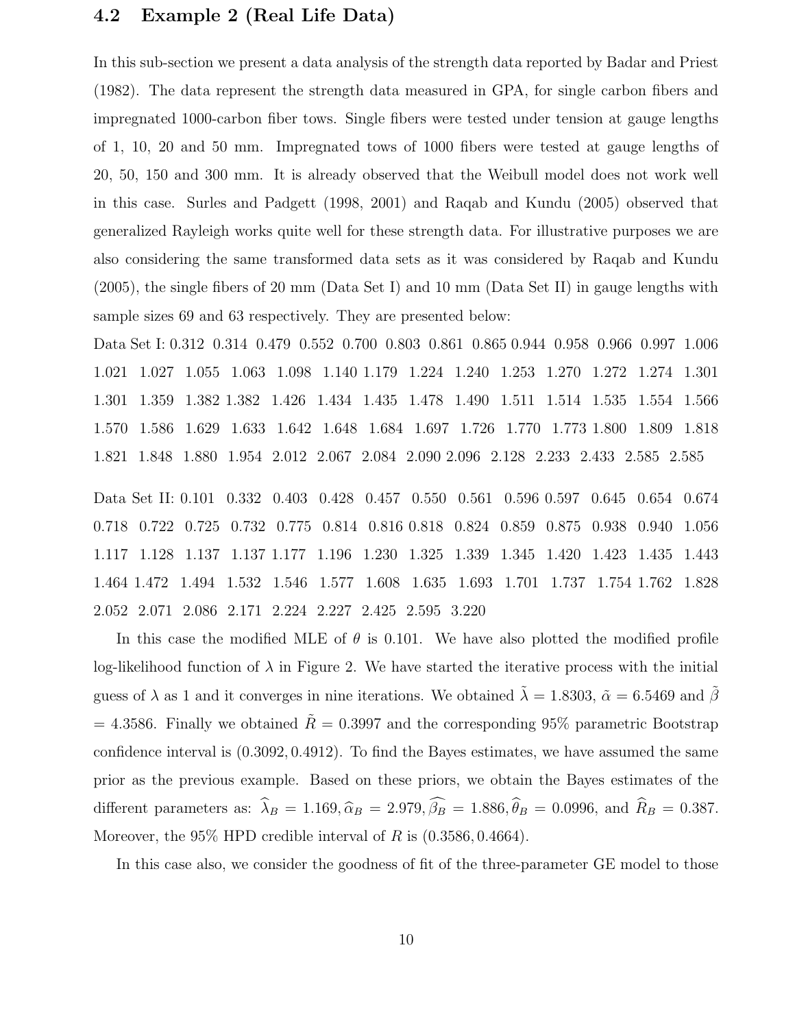### 4.2 Example 2 (Real Life Data)

In this sub-section we present a data analysis of the strength data reported by Badar and Priest (1982). The data represent the strength data measured in GPA, for single carbon fibers and impregnated 1000-carbon fiber tows. Single fibers were tested under tension at gauge lengths of 1, 10, 20 and 50 mm. Impregnated tows of 1000 fibers were tested at gauge lengths of 20, 50, 150 and 300 mm. It is already observed that the Weibull model does not work well in this case. Surles and Padgett (1998, 2001) and Raqab and Kundu (2005) observed that generalized Rayleigh works quite well for these strength data. For illustrative purposes we are also considering the same transformed data sets as it was considered by Raqab and Kundu (2005), the single fibers of 20 mm (Data Set I) and 10 mm (Data Set II) in gauge lengths with sample sizes 69 and 63 respectively. They are presented below:

Data Set I: 0.312 0.314 0.479 0.552 0.700 0.803 0.861 0.865 0.944 0.958 0.966 0.997 1.006 1.021 1.027 1.055 1.063 1.098 1.140 1.179 1.224 1.240 1.253 1.270 1.272 1.274 1.301 1.301 1.359 1.382 1.382 1.426 1.434 1.435 1.478 1.490 1.511 1.514 1.535 1.554 1.566 1.570 1.586 1.629 1.633 1.642 1.648 1.684 1.697 1.726 1.770 1.773 1.800 1.809 1.818 1.821 1.848 1.880 1.954 2.012 2.067 2.084 2.090 2.096 2.128 2.233 2.433 2.585 2.585

Data Set II: 0.101 0.332 0.403 0.428 0.457 0.550 0.561 0.596 0.597 0.645 0.654 0.674 0.718 0.722 0.725 0.732 0.775 0.814 0.816 0.818 0.824 0.859 0.875 0.938 0.940 1.056 1.117 1.128 1.137 1.137 1.177 1.196 1.230 1.325 1.339 1.345 1.420 1.423 1.435 1.443 1.464 1.472 1.494 1.532 1.546 1.577 1.608 1.635 1.693 1.701 1.737 1.754 1.762 1.828 2.052 2.071 2.086 2.171 2.224 2.227 2.425 2.595 3.220

In this case the modified MLE of $\theta$ is 0.101. We have also plotted the modified profile log-likelihood function of $\lambda$ in Figure 2. We have started the iterative process with the initial guess of $\lambda$ as 1 and it converges in nine iterations. We obtained $\tilde{\lambda} = 1.8303$, $\tilde{\alpha} = 6.5469$ and $\tilde{\beta} = 4.3586$. Finally we obtained $\tilde{R} = 0.3997$ and the corresponding 95% parametric Bootstrap confidence interval is $(0.3092, 0.4912)$. To find the Bayes estimates, we have assumed the same prior as the previous example. Based on these priors, we obtain the Bayes estimates of the different parameters as: $\widehat{\lambda}_B = 1.169, \widehat{\alpha}_B = 2.979, \widehat{\beta_B} = 1.886, \widehat{\theta}_B = 0.0996$, and $\widehat{R}_B = 0.387$. Moreover, the 95% HPD credible interval of $R$ is $(0.3586, 0.4664)$.

In this case also, we consider the goodness of fit of the three-parameter GE model to those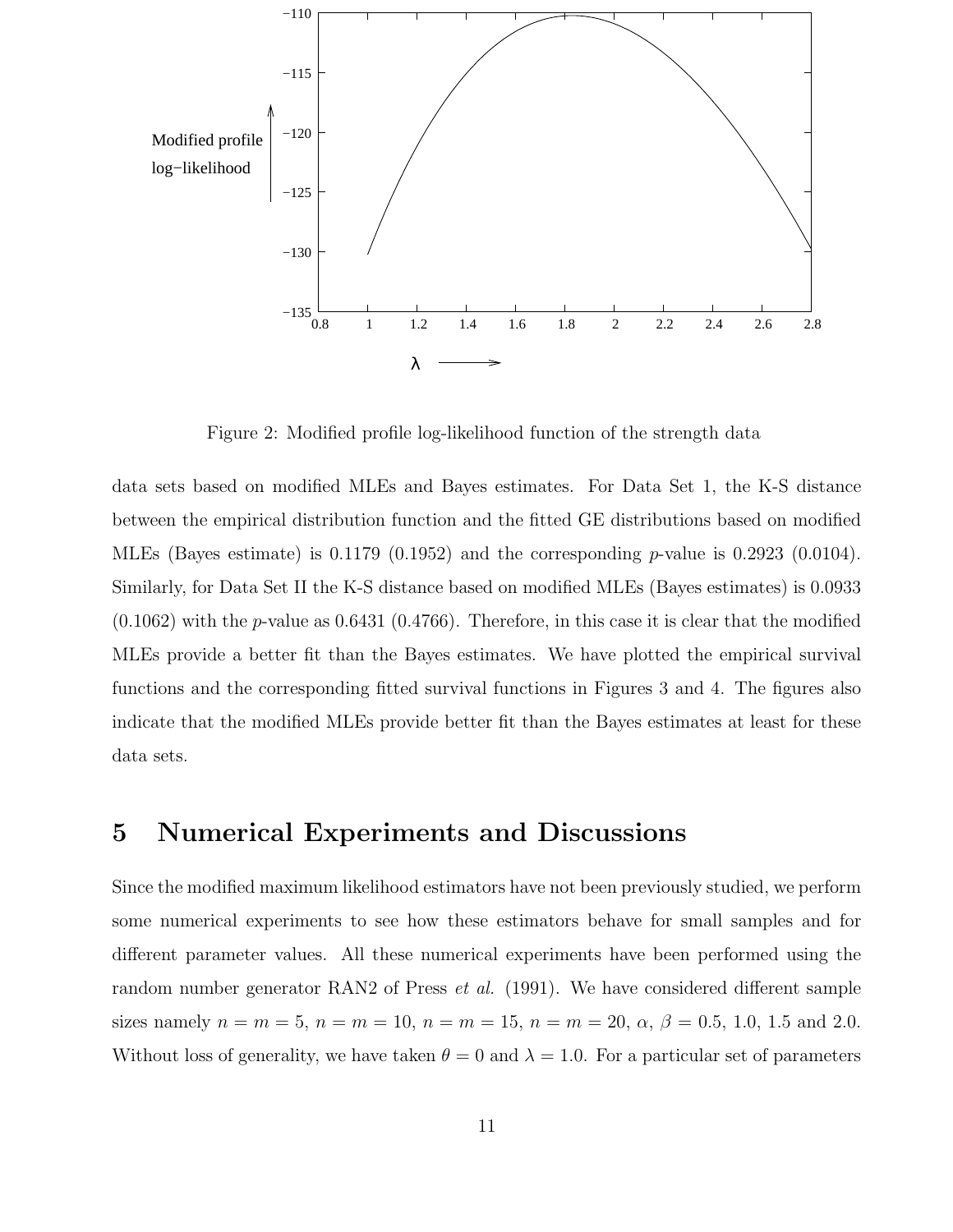Figure 2: Modified profile log-likelihood function of the strength data

data sets based on modified MLEs and Bayes estimates. For Data Set 1, the K-S distance between the empirical distribution function and the fitted GE distributions based on modified MLEs (Bayes estimate) is 0.1179 (0.1952) and the corresponding $p$-value is 0.2923 (0.0104). Similarly, for Data Set II the K-S distance based on modified MLEs (Bayes estimates) is 0.0933 (0.1062) with the $p$-value as 0.6431 (0.4766). Therefore, in this case it is clear that the modified MLEs provide a better fit than the Bayes estimates. We have plotted the empirical survival functions and the corresponding fitted survival functions in Figures 3 and 4. The figures also indicate that the modified MLEs provide better fit than the Bayes estimates at least for these data sets.

# 5 Numerical Experiments and Discussions

Since the modified maximum likelihood estimators have not been previously studied, we perform some numerical experiments to see how these estimators behave for small samples and for different parameter values. All these numerical experiments have been performed using the random number generator RAN2 of Press *et al.* (1991). We have considered different sample sizes namely $n = m = 5$, $n = m = 10$, $n = m = 15$, $n = m = 20$, $\alpha$, $\beta = 0.5$, 1.0, 1.5 and 2.0. Without loss of generality, we have taken $\theta = 0$ and $\lambda = 1.0$. For a particular set of parameters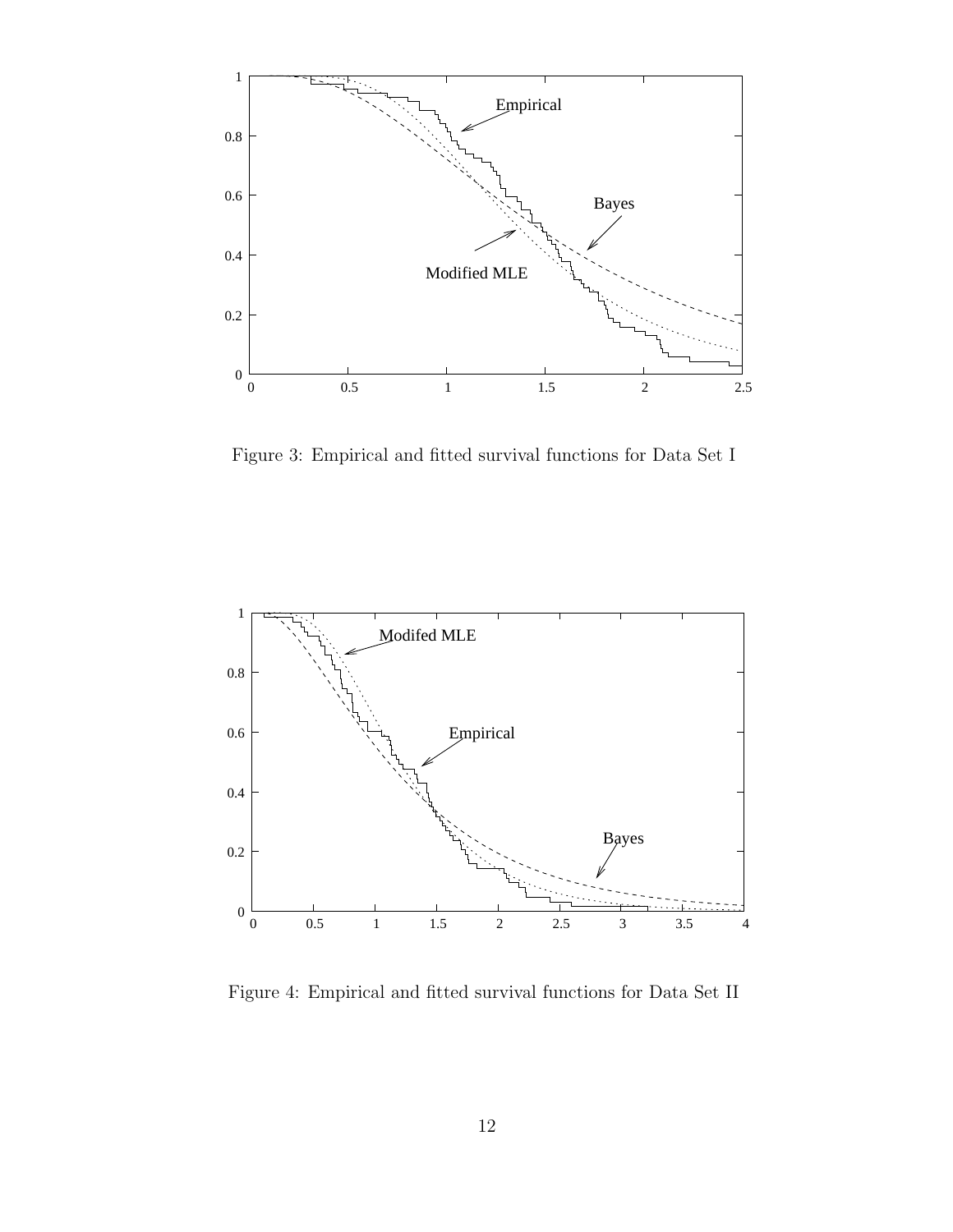Figure 3: Empirical and fitted survival functions for Data Set I

Figure 4: Empirical and fitted survival functions for Data Set II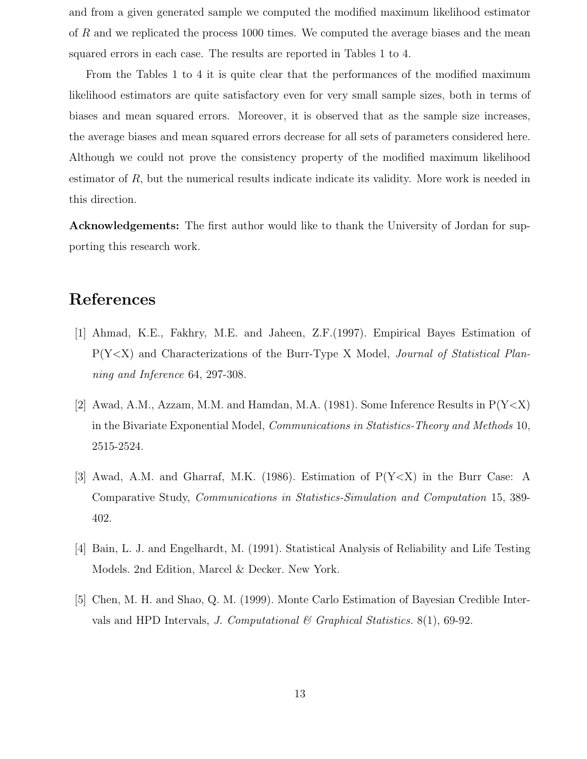and from a given generated sample we computed the modified maximum likelihood estimator of $R$ and we replicated the process 1000 times. We computed the average biases and the mean squared errors in each case. The results are reported in Tables 1 to 4.

From the Tables 1 to 4 it is quite clear that the performances of the modified maximum likelihood estimators are quite satisfactory even for very small sample sizes, both in terms of biases and mean squared errors. Moreover, it is observed that as the sample size increases, the average biases and mean squared errors decrease for all sets of parameters considered here. Although we could not prove the consistency property of the modified maximum likelihood estimator of $R$, but the numerical results indicate indicate its validity. More work is needed in this direction.

**Acknowledgements:** The first author would like to thank the University of Jordan for supporting this research work.

## References

[1] Ahmad, K.E., Fakhry, M.E. and Jaheen, Z.F.(1997). Empirical Bayes Estimation of P(Y<X) and Characterizations of the Burr-Type X Model, *Journal of Statistical Planning and Inference* 64, 297-308.

[2] Awad, A.M., Azzam, M.M. and Hamdan, M.A. (1981). Some Inference Results in P(Y<X) in the Bivariate Exponential Model, *Communications in Statistics-Theory and Methods* 10, 2515-2524.

[3] Awad, A.M. and Gharraf, M.K. (1986). Estimation of P(Y<X) in the Burr Case: A Comparative Study, *Communications in Statistics-Simulation and Computation* 15, 389-402.

[4] Bain, L. J. and Engelhardt, M. (1991). Statistical Analysis of Reliability and Life Testing Models. 2nd Edition, Marcel & Decker. New York.

[5] Chen, M. H. and Shao, Q. M. (1999). Monte Carlo Estimation of Bayesian Credible Intervals and HPD Intervals, *J. Computational & Graphical Statistics.* 8(1), 69-92.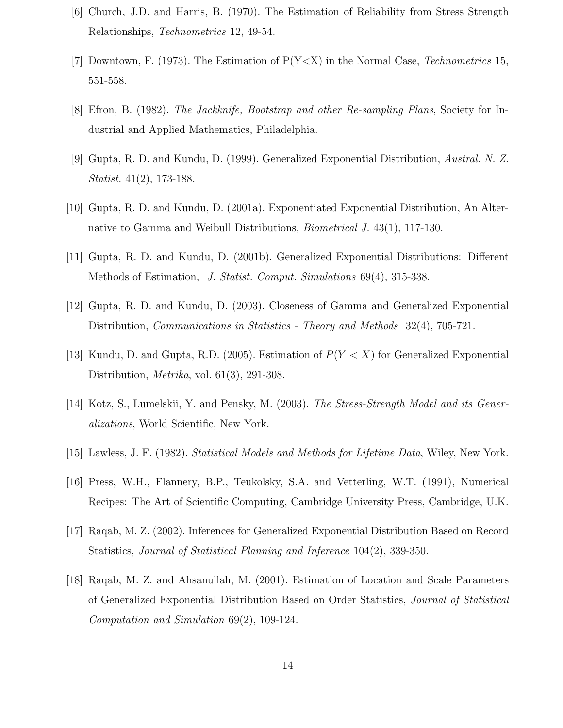[6] Church, J.D. and Harris, B. (1970). The Estimation of Reliability from Stress Strength Relationships, *Technometrics* 12, 49-54.

[7] Downtown, F. (1973). The Estimation of P(Y<X) in the Normal Case, *Technometrics* 15, 551-558.

[8] Efron, B. (1982). *The Jackknife, Bootstrap and other Re-sampling Plans*, Society for Industrial and Applied Mathematics, Philadelphia.

[9] Gupta, R. D. and Kundu, D. (1999). Generalized Exponential Distribution, *Austral. N. Z. Statist.* 41(2), 173-188.

[10] Gupta, R. D. and Kundu, D. (2001a). Exponentiated Exponential Distribution, An Alternative to Gamma and Weibull Distributions, *Biometrical J.* 43(1), 117-130.

[11] Gupta, R. D. and Kundu, D. (2001b). Generalized Exponential Distributions: Different Methods of Estimation, *J. Statist. Comput. Simulations* 69(4), 315-338.

[12] Gupta, R. D. and Kundu, D. (2003). Closeness of Gamma and Generalized Exponential Distribution, *Communications in Statistics - Theory and Methods* 32(4), 705-721.

[13] Kundu, D. and Gupta, R.D. (2005). Estimation of $P(Y < X)$ for Generalized Exponential Distribution, *Metrika*, vol. 61(3), 291-308.

[14] Kotz, S., Lumelskii, Y. and Pensky, M. (2003). *The Stress-Strength Model and its Generalizations*, World Scientific, New York.

[15] Lawless, J. F. (1982). *Statistical Models and Methods for Lifetime Data*, Wiley, New York.

[16] Press, W.H., Flannery, B.P., Teukolsky, S.A. and Vetterling, W.T. (1991), Numerical Recipes: The Art of Scientific Computing, Cambridge University Press, Cambridge, U.K.

[17] Raqab, M. Z. (2002). Inferences for Generalized Exponential Distribution Based on Record Statistics, *Journal of Statistical Planning and Inference* 104(2), 339-350.

[18] Raqab, M. Z. and Ahsanullah, M. (2001). Estimation of Location and Scale Parameters of Generalized Exponential Distribution Based on Order Statistics, *Journal of Statistical Computation and Simulation* 69(2), 109-124.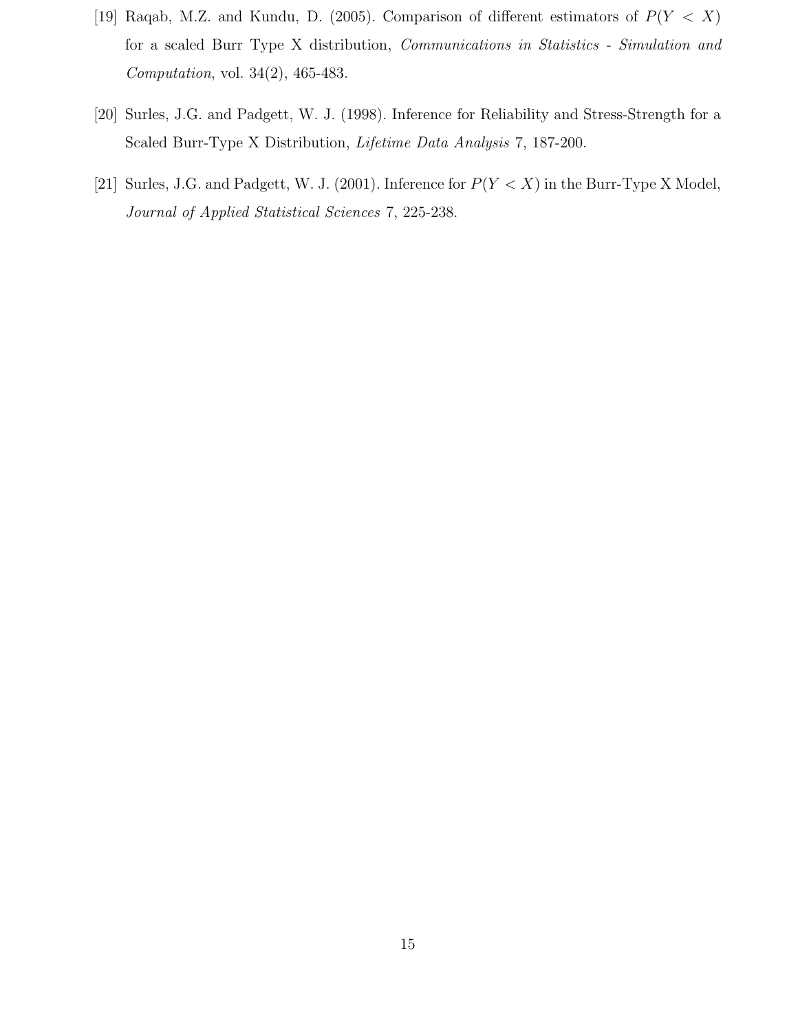[19] Raqab, M.Z. and Kundu, D. (2005). Comparison of different estimators of $P(Y < X)$ for a scaled Burr Type X distribution, *Communications in Statistics - Simulation and Computation*, vol. 34(2), 465-483.

[20] Surles, J.G. and Padgett, W. J. (1998). Inference for Reliability and Stress-Strength for a Scaled Burr-Type X Distribution, *Lifetime Data Analysis* 7, 187-200.

[21] Surles, J.G. and Padgett, W. J. (2001). Inference for $P(Y < X)$ in the Burr-Type X Model, *Journal of Applied Statistical Sciences* 7, 225-238.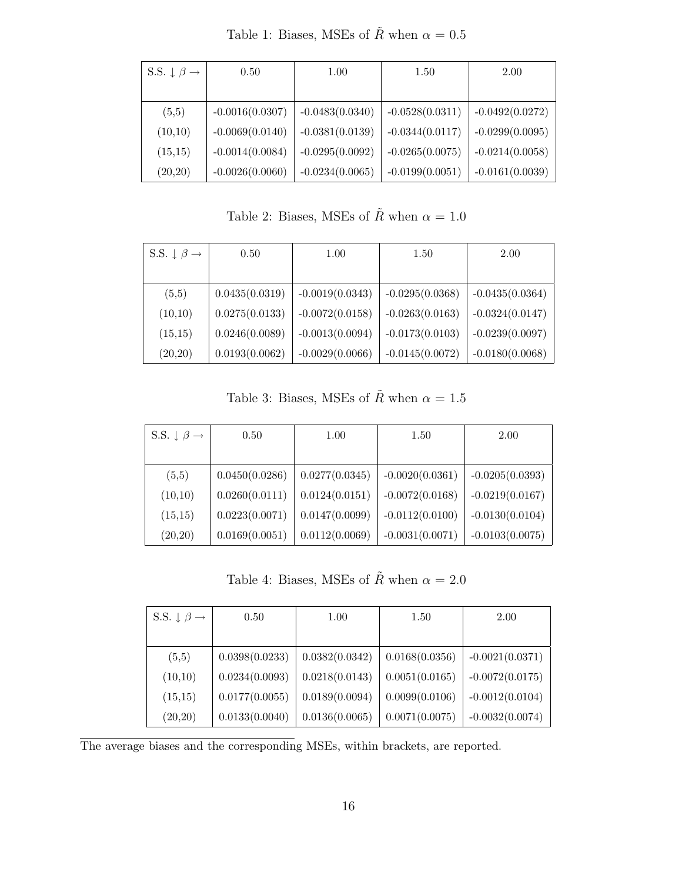Table 1: Biases, MSEs of $\tilde{R}$ when $\alpha = 0.5$

| S.S. ↓ $\beta$ → | 0.50 | 1.00 | 1.50 | 2.00 |
|---|---|---|---|---|
| (5,5) | -0.0016(0.0307) | -0.0483(0.0340) | -0.0528(0.0311) | -0.0492(0.0272) |
| (10,10) | -0.0069(0.0140) | -0.0381(0.0139) | -0.0344(0.0117) | -0.0299(0.0095) |
| (15,15) | -0.0014(0.0084) | -0.0295(0.0092) | -0.0265(0.0075) | -0.0214(0.0058) |
| (20,20) | -0.0026(0.0060) | -0.0234(0.0065) | -0.0199(0.0051) | -0.0161(0.0039) |

Table 2: Biases, MSEs of $\tilde{R}$ when $\alpha = 1.0$

| S.S. ↓ $\beta$ → | 0.50 | 1.00 | 1.50 | 2.00 |
|---|---|---|---|---|
| (5,5) | 0.0435(0.0319) | -0.0019(0.0343) | -0.0295(0.0368) | -0.0435(0.0364) |
| (10,10) | 0.0275(0.0133) | -0.0072(0.0158) | -0.0263(0.0163) | -0.0324(0.0147) |
| (15,15) | 0.0246(0.0089) | -0.0013(0.0094) | -0.0173(0.0103) | -0.0239(0.0097) |
| (20,20) | 0.0193(0.0062) | -0.0029(0.0066) | -0.0145(0.0072) | -0.0180(0.0068) |

Table 3: Biases, MSEs of $\tilde{R}$ when $\alpha = 1.5$

| S.S. ↓ $\beta$ → | 0.50 | 1.00 | 1.50 | 2.00 |
|---|---|---|---|---|
| (5,5) | 0.0450(0.0286) | 0.0277(0.0345) | -0.0020(0.0361) | -0.0205(0.0393) |
| (10,10) | 0.0260(0.0111) | 0.0124(0.0151) | -0.0072(0.0168) | -0.0219(0.0167) |
| (15,15) | 0.0223(0.0071) | 0.0147(0.0099) | -0.0112(0.0100) | -0.0130(0.0104) |
| (20,20) | 0.0169(0.0051) | 0.0112(0.0069) | -0.0031(0.0071) | -0.0103(0.0075) |

Table 4: Biases, MSEs of $\tilde{R}$ when $\alpha = 2.0$

| S.S. ↓ $\beta$ → | 0.50 | 1.00 | 1.50 | 2.00 |
|---|---|---|---|---|
| (5,5) | 0.0398(0.0233) | 0.0382(0.0342) | 0.0168(0.0356) | -0.0021(0.0371) |
| (10,10) | 0.0234(0.0093) | 0.0218(0.0143) | 0.0051(0.0165) | -0.0072(0.0175) |
| (15,15) | 0.0177(0.0055) | 0.0189(0.0094) | 0.0099(0.0106) | -0.0012(0.0104) |
| (20,20) | 0.0133(0.0040) | 0.0136(0.0065) | 0.0071(0.0075) | -0.0032(0.0074) |

The average biases and the corresponding MSEs, within brackets, are reported.